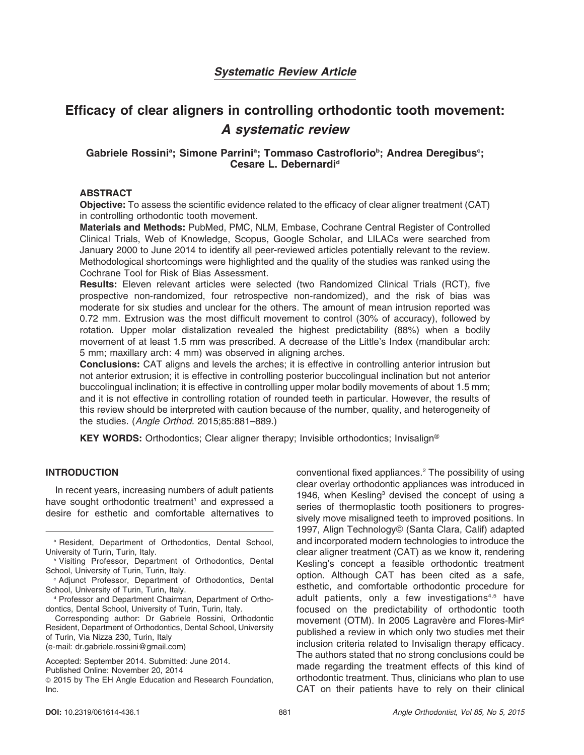*Systematic Review Article*

# Efficacy of clear aligners in controlling orthodontic tooth movement: *A systematic review*

**Gabriele Rossini[a]; Simone Parrini[a]; Tommaso Castroflorio[b]; Andrea Deregibus[c]; Cesare L. Debernardi[d]**

## ABSTRACT

**Objective:** To assess the scientific evidence related to the efficacy of clear aligner treatment (CAT) in controlling orthodontic tooth movement.

**Materials and Methods:** PubMed, PMC, NLM, Embase, Cochrane Central Register of Controlled Clinical Trials, Web of Knowledge, Scopus, Google Scholar, and LILACs were searched from January 2000 to June 2014 to identify all peer-reviewed articles potentially relevant to the review. Methodological shortcomings were highlighted and the quality of the studies was ranked using the Cochrane Tool for Risk of Bias Assessment.

**Results:** Eleven relevant articles were selected (two Randomized Clinical Trials (RCT), five prospective non-randomized, four retrospective non-randomized), and the risk of bias was moderate for six studies and unclear for the others. The amount of mean intrusion reported was 0.72 mm. Extrusion was the most difficult movement to control (30% of accuracy), followed by rotation. Upper molar distalization revealed the highest predictability (88%) when a bodily movement of at least 1.5 mm was prescribed. A decrease of the Little's Index (mandibular arch: 5 mm; maxillary arch: 4 mm) was observed in aligning arches.

**Conclusions:** CAT aligns and levels the arches; it is effective in controlling anterior intrusion but not anterior extrusion; it is effective in controlling posterior buccolingual inclination but not anterior buccolingual inclination; it is effective in controlling upper molar bodily movements of about 1.5 mm; and it is not effective in controlling rotation of rounded teeth in particular. However, the results of this review should be interpreted with caution because of the number, quality, and heterogeneity of the studies. (*Angle Orthod.* 2015;85:881–889.)

**KEY WORDS:** Orthodontics; Clear aligner therapy; Invisible orthodontics; Invisalign®

## INTRODUCTION

In recent years, increasing numbers of adult patients have sought orthodontic treatment[1] and expressed a desire for esthetic and comfortable alternatives to conventional fixed appliances.[2] The possibility of using clear overlay orthodontic appliances was introduced in 1946, when Kesling[3] devised the concept of using a series of thermoplastic tooth positioners to progressively move misaligned teeth to improved positions. In 1997, Align Technology© (Santa Clara, Calif) adapted and incorporated modern technologies to introduce the clear aligner treatment (CAT) as we know it, rendering Kesling's concept a feasible orthodontic treatment option. Although CAT has been cited as a safe, esthetic, and comfortable orthodontic procedure for adult patients, only a few investigations[4,5] have focused on the predictability of orthodontic tooth movement (OTM). In 2005 Lagravère and Flores-Mir[6] published a review in which only two studies met their inclusion criteria related to Invisalign therapy efficacy. The authors stated that no strong conclusions could be made regarding the treatment effects of this kind of orthodontic treatment. Thus, clinicians who plan to use CAT on their patients have to rely on their clinical

---

[a] Resident, Department of Orthodontics, Dental School, University of Turin, Turin, Italy.

[b] Visiting Professor, Department of Orthodontics, Dental School, University of Turin, Turin, Italy.

[c] Adjunct Professor, Department of Orthodontics, Dental School, University of Turin, Turin, Italy.

[d] Professor and Department Chairman, Department of Orthodontics, Dental School, University of Turin, Turin, Italy.

Corresponding author: Dr Gabriele Rossini, Orthodontic Resident, Department of Orthodontics, Dental School, University of Turin, Via Nizza 230, Turin, Italy (e-mail: dr.gabriele.rossini@gmail.com)

Accepted: September 2014. Submitted: June 2014.
Published Online: November 20, 2014
© 2015 by The EH Angle Education and Research Foundation, Inc.

DOI: 10.2319/061614-436.1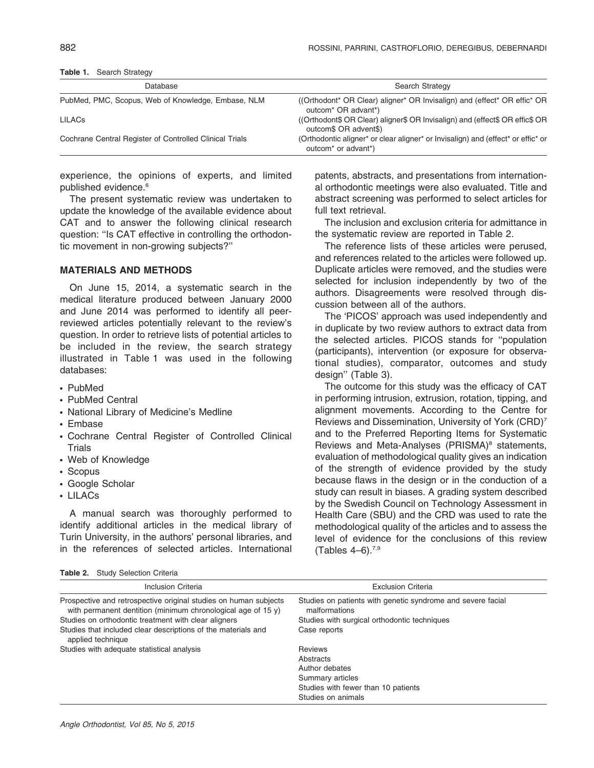**Table 1.** Search Strategy

| Database | Search Strategy |
|---|---|
| PubMed, PMC, Scopus, Web of Knowledge, Embase, NLM | ((Orthodont* OR Clear) aligner* OR Invisalign) and (effect* OR effic* OR outcom* OR advant*) |
| LILACs | ((Orthodont$ OR Clear) aligner$ OR Invisalign) and (effect$ OR effic$ OR outcom$ OR advent$) |
| Cochrane Central Register of Controlled Clinical Trials | (Orthodontic aligner* or clear aligner* or Invisalign) and (effect* or effic* or outcom* or advant*) |

experience, the opinions of experts, and limited published evidence.[6]

The present systematic review was undertaken to update the knowledge of the available evidence about CAT and to answer the following clinical research question: "Is CAT effective in controlling the orthodontic movement in non-growing subjects?"

## MATERIALS AND METHODS

On June 15, 2014, a systematic search in the medical literature produced between January 2000 and June 2014 was performed to identify all peer-reviewed articles potentially relevant to the review's question. In order to retrieve lists of potential articles to be included in the review, the search strategy illustrated in Table 1 was used in the following databases:

- PubMed
- PubMed Central
- National Library of Medicine's Medline
- Embase
- Cochrane Central Register of Controlled Clinical Trials
- Web of Knowledge
- Scopus
- Google Scholar
- LILACs

A manual search was thoroughly performed to identify additional articles in the medical library of Turin University, in the authors' personal libraries, and in the references of selected articles. International patents, abstracts, and presentations from international orthodontic meetings were also evaluated. Title and abstract screening was performed to select articles for full text retrieval.

The inclusion and exclusion criteria for admittance in the systematic review are reported in Table 2.

The reference lists of these articles were perused, and references related to the articles were followed up. Duplicate articles were removed, and the studies were selected for inclusion independently by two of the authors. Disagreements were resolved through discussion between all of the authors.

The 'PICOS' approach was used independently and in duplicate by two review authors to extract data from the selected articles. PICOS stands for "population (participants), intervention (or exposure for observational studies), comparator, outcomes and study design" (Table 3).

The outcome for this study was the efficacy of CAT in performing intrusion, extrusion, rotation, tipping, and alignment movements. According to the Centre for Reviews and Dissemination, University of York (CRD)[7] and to the Preferred Reporting Items for Systematic Reviews and Meta-Analyses (PRISMA)[8] statements, evaluation of methodological quality gives an indication of the strength of evidence provided by the study because flaws in the design or in the conduction of a study can result in biases. A grading system described by the Swedish Council on Technology Assessment in Health Care (SBU) and the CRD was used to rate the methodological quality of the articles and to assess the level of evidence for the conclusions of this review (Tables 4–6).[7,9]

**Table 2.** Study Selection Criteria

| Inclusion Criteria | Exclusion Criteria |
|---|---|
| Prospective and retrospective original studies on human subjects with permanent dentition (minimum chronological age of 15 y) | Studies on patients with genetic syndrome and severe facial malformations |
| Studies on orthodontic treatment with clear aligners | Studies with surgical orthodontic techniques |
| Studies that included clear descriptions of the materials and applied technique | Case reports |
| Studies with adequate statistical analysis | Reviews |
| | Abstracts |
| | Author debates |
| | Summary articles |
| | Studies with fewer than 10 patients |
| | Studies on animals |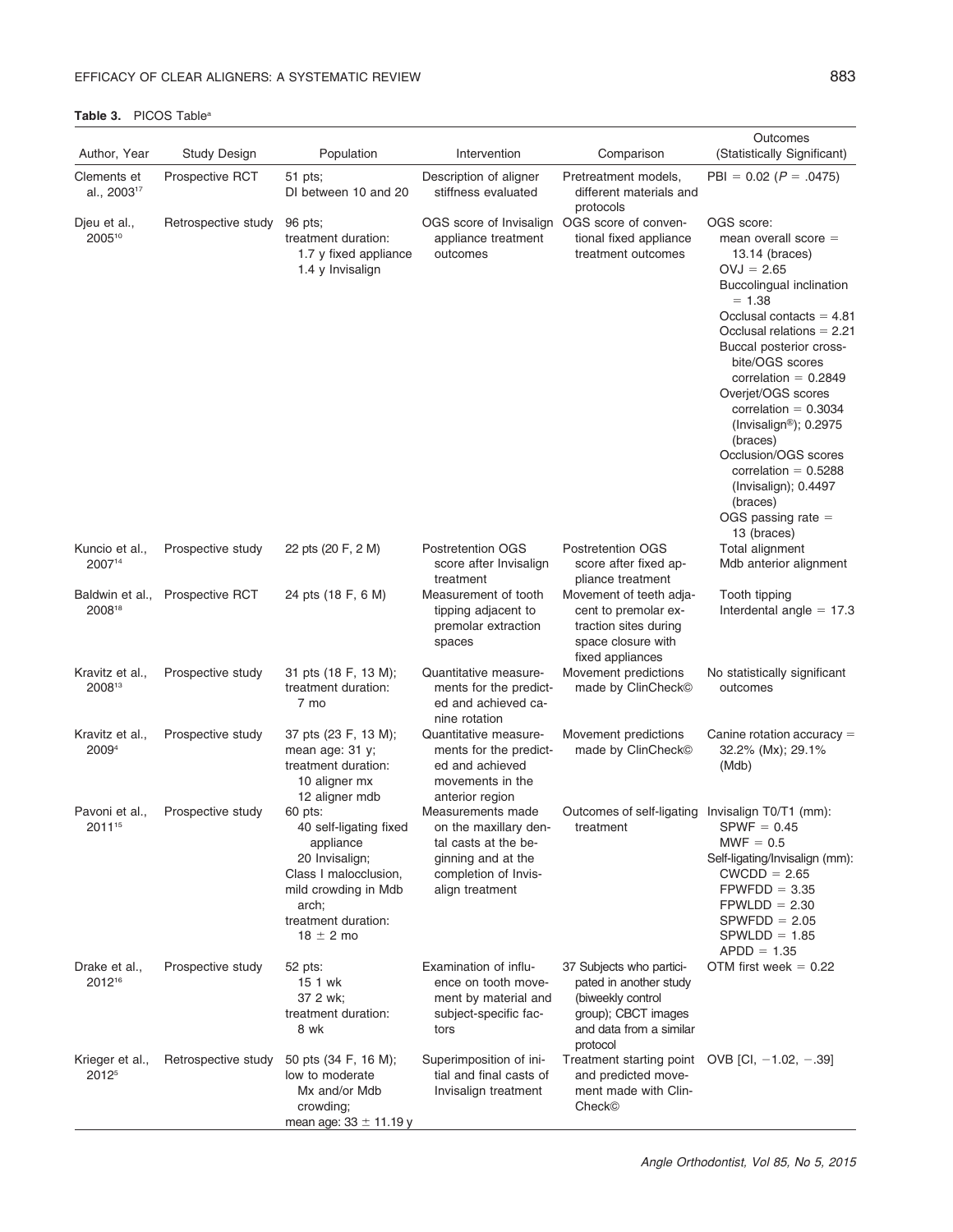**Table 3.** PICOS Table[a]

| Author, Year | Study Design | Population | Intervention | Comparison | Outcomes (Statistically Significant) |
|---|---|---|---|---|---|
| Clements et al., 2003[17] | Prospective RCT | 51 pts; DI between 10 and 20 | Description of aligner stiffness evaluated | Pretreatment models, different materials and protocols | PBI = 0.02 ($P = .0475$) |
| Djeu et al., 2005[10] | Retrospective study | 96 pts; treatment duration: 1.7 y fixed appliance 1.4 y Invisalign | OGS score of Invisalign appliance treatment outcomes | OGS score of conventional fixed appliance treatment outcomes | OGS score: mean overall score = 13.14 (braces) OVJ = 2.65 Buccolingual inclination = 1.38 Occlusal contacts = 4.81 Occlusal relations = 2.21 Buccal posterior crossbite/OGS scores correlation = 0.2849 Overjet/OGS scores correlation = 0.3034 (Invisalign®); 0.2975 (braces) Occlusion/OGS scores correlation = 0.5288 (Invisalign); 0.4497 (braces) OGS passing rate = 13 (braces) |
| Kuncio et al., 2007[14] | Prospective study | 22 pts (20 F, 2 M) | Postretention OGS score after Invisalign treatment | Postretention OGS score after fixed appliance treatment | Total alignment Mdb anterior alignment |
| Baldwin et al., 2008[18] | Prospective RCT | 24 pts (18 F, 6 M) | Measurement of tooth tipping adjacent to premolar extraction spaces | Movement of teeth adjacent to premolar extraction sites during space closure with fixed appliances | Tooth tipping Interdental angle = 17.3 |
| Kravitz et al., 2008[13] | Prospective study | 31 pts (18 F, 13 M); treatment duration: 7 mo | Quantitative measurements for the predicted and achieved canine rotation | Movement predictions made by ClinCheck© | No statistically significant outcomes |
| Kravitz et al., 2009[4] | Prospective study | 37 pts (23 F, 13 M); mean age: 31 y; treatment duration: 10 aligner mx 12 aligner mdb | Quantitative measurements for the predicted and achieved movements in the anterior region | Movement predictions made by ClinCheck© | Canine rotation accuracy = 32.2% (Mx); 29.1% (Mdb) |
| Pavoni et al., 2011[15] | Prospective study | 60 pts: 40 self-ligating fixed appliance 20 Invisalign; Class I malocclusion, mild crowding in Mdb arch; treatment duration: 18 ± 2 mo | Measurements made on the maxillary dental casts at the beginning and at the completion of Invisalign treatment | Outcomes of self-ligating treatment | Invisalign T0/T1 (mm): SPWF = 0.45 MWF = 0.5 Self-ligating/Invisalign (mm): CWCDD = 2.65 FPWFDD = 3.35 FPWLDD = 2.30 SPWFDD = 2.05 SPWLDD = 1.85 APDD = 1.35 |
| Drake et al., 2012[16] | Prospective study | 52 pts: 15 1 wk 37 2 wk; treatment duration: 8 wk | Examination of influence on tooth movement by material and subject-specific factors | 37 Subjects who participated in another study (biweekly control group); CBCT images and data from a similar protocol | OTM first week = 0.22 |
| Krieger et al., 2012[5] | Retrospective study | 50 pts (34 F, 16 M); low to moderate Mx and/or Mdb crowding; mean age: 33 ± 11.19 y | Superimposition of initial and final casts of Invisalign treatment | Treatment starting point and predicted movement made with ClinCheck© | OVB [CI, −1.02, −.39] |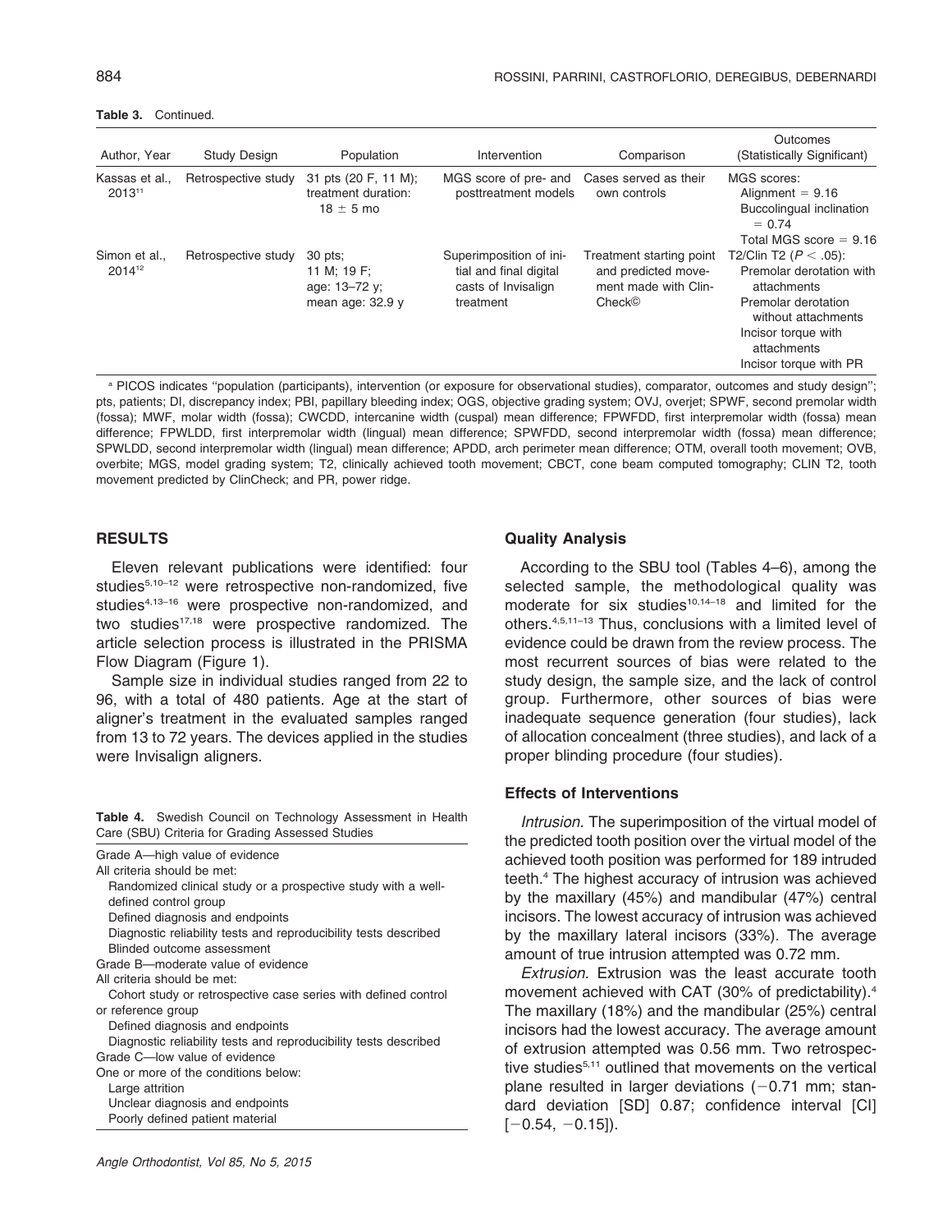**Table 3.** Continued.

| Author, Year | Study Design | Population | Intervention | Comparison | Outcomes (Statistically Significant) |
|---|---|---|---|---|---|
| Kassas et al., 2013[11] | Retrospective study | 31 pts (20 F, 11 M); treatment duration: 18 ± 5 mo | MGS score of pre- and posttreatment models | Cases served as their own controls | MGS scores: Alignment = 9.16; Buccolingual inclination = 0.74; Total MGS score = 9.16 |
| Simon et al., 2014[12] | Retrospective study | 30 pts; 11 M; 19 F; age: 13–72 y; mean age: 32.9 y | Superimposition of initial and final digital casts of Invisalign treatment | Treatment starting point and predicted movement made with ClinCheck© | T2/Clin T2 ($P < .05$): Premolar derotation with attachments; Premolar derotation without attachments; Incisor torque with attachments; Incisor torque with PR |

[a] PICOS indicates "population (participants), intervention (or exposure for observational studies), comparator, outcomes and study design"; pts, patients; DI, discrepancy index; PBI, papillary bleeding index; OGS, objective grading system; OVJ, overjet; SPWF, second premolar width (fossa); MWF, molar width (fossa); CWCDD, intercanine width (cuspal) mean difference; FPWFDD, first interpremolar width (fossa) mean difference; FPWLDD, first interpremolar width (lingual) mean difference; SPWFDD, second interpremolar width (fossa) mean difference; SPWLDD, second interpremolar width (lingual) mean difference; APDD, arch perimeter mean difference; OTM, overall tooth movement; OVB, overbite; MGS, model grading system; T2, clinically achieved tooth movement; CBCT, cone beam computed tomography; CLIN T2, tooth movement predicted by ClinCheck; and PR, power ridge.

## RESULTS

Eleven relevant publications were identified: four studies[5,10–12] were retrospective non-randomized, five studies[4,13–16] were prospective non-randomized, and two studies[17,18] were prospective randomized. The article selection process is illustrated in the PRISMA Flow Diagram (Figure 1).

Sample size in individual studies ranged from 22 to 96, with a total of 480 patients. Age at the start of aligner's treatment in the evaluated samples ranged from 13 to 72 years. The devices applied in the studies were Invisalign aligners.

**Table 4.** Swedish Council on Technology Assessment in Health Care (SBU) Criteria for Grading Assessed Studies

| |
|---|
| Grade A—high value of evidence |
| All criteria should be met: |
| Randomized clinical study or a prospective study with a well-defined control group |
| Defined diagnosis and endpoints |
| Diagnostic reliability tests and reproducibility tests described |
| Blinded outcome assessment |
| Grade B—moderate value of evidence |
| All criteria should be met: |
| Cohort study or retrospective case series with defined control or reference group |
| Defined diagnosis and endpoints |
| Diagnostic reliability tests and reproducibility tests described |
| Grade C—low value of evidence |
| One or more of the conditions below: |
| Large attrition |
| Unclear diagnosis and endpoints |
| Poorly defined patient material |

### Quality Analysis

According to the SBU tool (Tables 4–6), among the selected sample, the methodological quality was moderate for six studies[10,14–18] and limited for the others.[4,5,11–13] Thus, conclusions with a limited level of evidence could be drawn from the review process. The most recurrent sources of bias were related to the study design, the sample size, and the lack of control group. Furthermore, other sources of bias were inadequate sequence generation (four studies), lack of allocation concealment (three studies), and lack of a proper blinding procedure (four studies).

### Effects of Interventions

*Intrusion.* The superimposition of the virtual model of the predicted tooth position over the virtual model of the achieved tooth position was performed for 189 intruded teeth.[4] The highest accuracy of intrusion was achieved by the maxillary (45%) and mandibular (47%) central incisors. The lowest accuracy of intrusion was achieved by the maxillary lateral incisors (33%). The average amount of true intrusion attempted was 0.72 mm.

*Extrusion.* Extrusion was the least accurate tooth movement achieved with CAT (30% of predictability).[4] The maxillary (18%) and the mandibular (25%) central incisors had the lowest accuracy. The average amount of extrusion attempted was 0.56 mm. Two retrospective studies[5,11] outlined that movements on the vertical plane resulted in larger deviations (−0.71 mm; standard deviation [SD] 0.87; confidence interval [CI] [−0.54, −0.15]).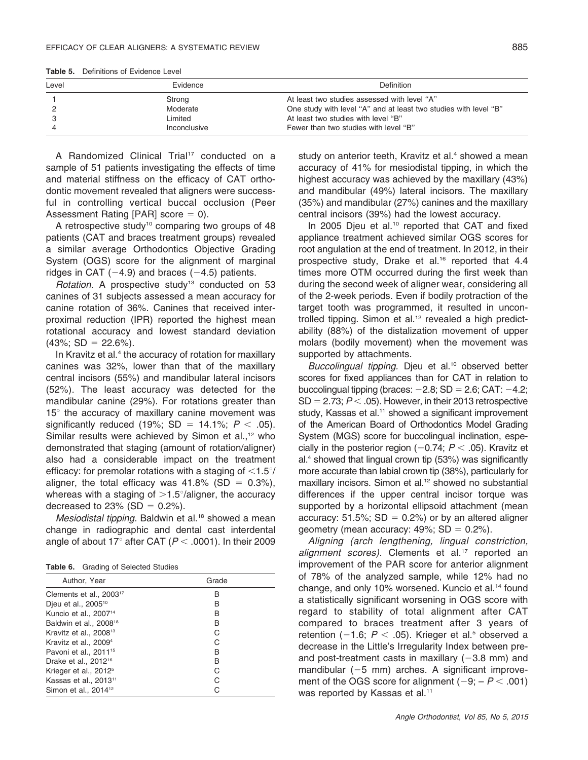**Table 5.** Definitions of Evidence Level

| Level | Evidence | Definition |
|---|---|---|
| 1 | Strong | At least two studies assessed with level "A" |
| 2 | Moderate | One study with level "A" and at least two studies with level "B" |
| 3 | Limited | At least two studies with level "B" |
| 4 | Inconclusive | Fewer than two studies with level "B" |

A Randomized Clinical Trial[17] conducted on a sample of 51 patients investigating the effects of time and material stiffness on the efficacy of CAT orthodontic movement revealed that aligners were successful in controlling vertical buccal occlusion (Peer Assessment Rating [PAR] score = 0).

A retrospective study[10] comparing two groups of 48 patients (CAT and braces treatment groups) revealed a similar average Orthodontics Objective Grading System (OGS) score for the alignment of marginal ridges in CAT (−4.9) and braces (−4.5) patients.

*Rotation.* A prospective study[13] conducted on 53 canines of 31 subjects assessed a mean accuracy for canine rotation of 36%. Canines that received interproximal reduction (IPR) reported the highest mean rotational accuracy and lowest standard deviation (43%; SD = 22.6%).

In Kravitz et al.[4] the accuracy of rotation for maxillary canines was 32%, lower than that of the maxillary central incisors (55%) and mandibular lateral incisors (52%). The least accuracy was detected for the mandibular canine (29%). For rotations greater than 15° the accuracy of maxillary canine movement was significantly reduced (19%; SD = 14.1%; $P < .05$). Similar results were achieved by Simon et al.,[12] who demonstrated that staging (amount of rotation/aligner) also had a considerable impact on the treatment efficacy: for premolar rotations with a staging of <1.5°/aligner, the total efficacy was 41.8% (SD = 0.3%), whereas with a staging of >1.5°/aligner, the accuracy decreased to 23% (SD = 0.2%).

*Mesiodistal tipping.* Baldwin et al.[18] showed a mean change in radiographic and dental cast interdental angle of about 17° after CAT ($P < .0001$). In their 2009 study on anterior teeth, Kravitz et al.[4] showed a mean accuracy of 41% for mesiodistal tipping, in which the highest accuracy was achieved by the maxillary (43%) and mandibular (49%) lateral incisors. The maxillary (35%) and mandibular (27%) canines and the maxillary central incisors (39%) had the lowest accuracy.

In 2005 Djeu et al.[10] reported that CAT and fixed appliance treatment achieved similar OGS scores for root angulation at the end of treatment. In 2012, in their prospective study, Drake et al.[16] reported that 4.4 times more OTM occurred during the first week than during the second week of aligner wear, considering all of the 2-week periods. Even if bodily protraction of the target tooth was programmed, it resulted in uncontrolled tipping. Simon et al.[12] revealed a high predictability (88%) of the distalization movement of upper molars (bodily movement) when the movement was supported by attachments.

*Buccolingual tipping.* Djeu et al.[10] observed better scores for fixed appliances than for CAT in relation to buccolingual tipping (braces: −2.8; SD = 2.6; CAT: −4.2; SD = 2.73; $P < .05$). However, in their 2013 retrospective study, Kassas et al.[11] showed a significant improvement of the American Board of Orthodontics Model Grading System (MGS) score for buccolingual inclination, especially in the posterior region (−0.74; $P < .05$). Kravitz et al.[4] showed that lingual crown tip (53%) was significantly more accurate than labial crown tip (38%), particularly for maxillary incisors. Simon et al.[12] showed no substantial differences if the upper central incisor torque was supported by a horizontal ellipsoid attachment (mean accuracy: 51.5%; SD = 0.2%) or by an altered aligner geometry (mean accuracy: 49%; SD = 0.2%).

*Aligning (arch lengthening, lingual constriction, alignment scores).* Clements et al.[17] reported an improvement of the PAR score for anterior alignment of 78% of the analyzed sample, while 12% had no change, and only 10% worsened. Kuncio et al.[14] found a statistically significant worsening in OGS score with regard to stability of total alignment after CAT compared to braces treatment after 3 years of retention (−1.6; $P < .05$). Krieger et al.[5] observed a decrease in the Little's Irregularity Index between pre- and post-treatment casts in maxillary (−3.8 mm) and mandibular (−5 mm) arches. A significant improvement of the OGS score for alignment (−9; – $P < .001$) was reported by Kassas et al.[11]

**Table 6.** Grading of Selected Studies

| Author, Year | Grade |
|---|---|
| Clements et al., 2003[17] | B |
| Djeu et al., 2005[10] | B |
| Kuncio et al., 2007[14] | B |
| Baldwin et al., 2008[18] | B |
| Kravitz et al., 2008[13] | C |
| Kravitz et al., 2009[4] | C |
| Pavoni et al., 2011[15] | B |
| Drake et al., 2012[16] | B |
| Krieger et al., 2012[5] | C |
| Kassas et al., 2013[11] | C |
| Simon et al., 2014[12] | C |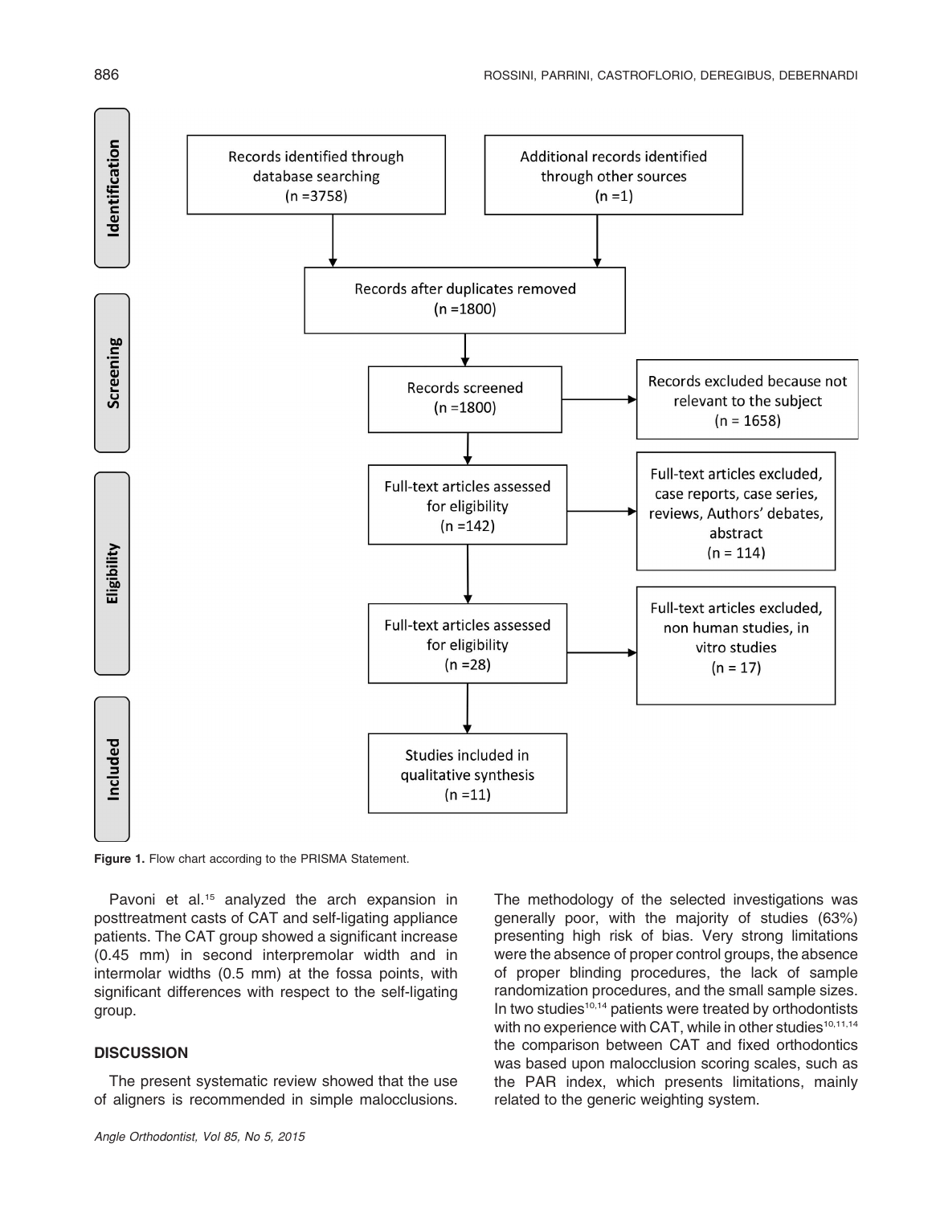**Identification**

Records identified through database searching (n =3758)

Additional records identified through other sources (n =1)

Records after duplicates removed (n =1800)

**Screening**

Records screened (n =1800)

Records excluded because not relevant to the subject (n = 1658)

**Eligibility**

Full-text articles assessed for eligibility (n =142)

Full-text articles excluded, case reports, case series, reviews, Authors' debates, abstract (n = 114)

Full-text articles assessed for eligibility (n =28)

Full-text articles excluded, non human studies, in vitro studies (n = 17)

**Included**

Studies included in qualitative synthesis (n =11)

**Figure 1.** Flow chart according to the PRISMA Statement.

Pavoni et al.[15] analyzed the arch expansion in posttreatment casts of CAT and self-ligating appliance patients. The CAT group showed a significant increase (0.45 mm) in second interpremolar width and in intermolar widths (0.5 mm) at the fossa points, with significant differences with respect to the self-ligating group.

## DISCUSSION

The present systematic review showed that the use of aligners is recommended in simple malocclusions. The methodology of the selected investigations was generally poor, with the majority of studies (63%) presenting high risk of bias. Very strong limitations were the absence of proper control groups, the absence of proper blinding procedures, the lack of sample randomization procedures, and the small sample sizes. In two studies[10,14] patients were treated by orthodontists with no experience with CAT, while in other studies[10,11,14] the comparison between CAT and fixed orthodontics was based upon malocclusion scoring scales, such as the PAR index, which presents limitations, mainly related to the generic weighting system.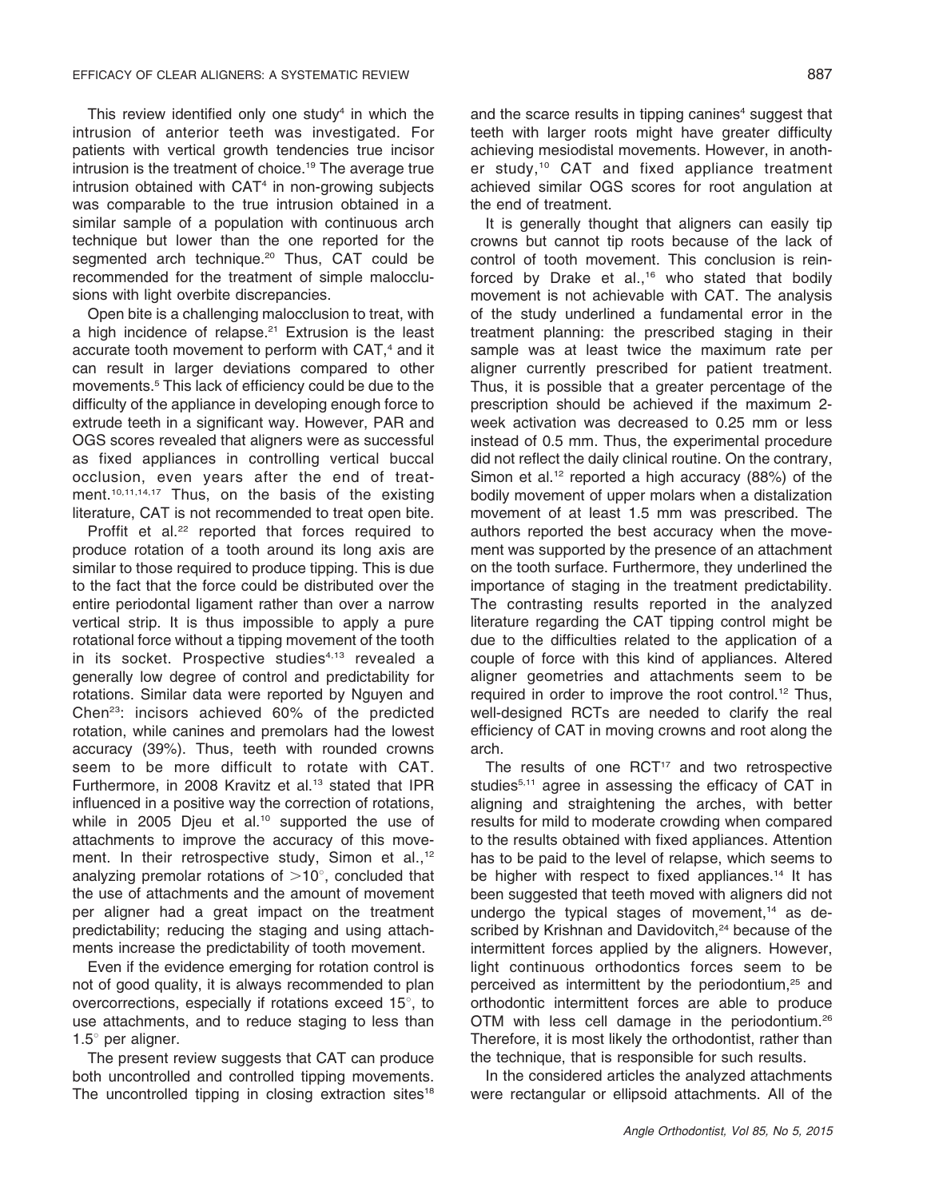This review identified only one study[4] in which the intrusion of anterior teeth was investigated. For patients with vertical growth tendencies true incisor intrusion is the treatment of choice.[19] The average true intrusion obtained with CAT[4] in non-growing subjects was comparable to the true intrusion obtained in a similar sample of a population with continuous arch technique but lower than the one reported for the segmented arch technique.[20] Thus, CAT could be recommended for the treatment of simple malocclusions with light overbite discrepancies.

Open bite is a challenging malocclusion to treat, with a high incidence of relapse.[21] Extrusion is the least accurate tooth movement to perform with CAT,[4] and it can result in larger deviations compared to other movements.[5] This lack of efficiency could be due to the difficulty of the appliance in developing enough force to extrude teeth in a significant way. However, PAR and OGS scores revealed that aligners were as successful as fixed appliances in controlling vertical buccal occlusion, even years after the end of treatment.[10,11,14,17] Thus, on the basis of the existing literature, CAT is not recommended to treat open bite.

Proffit et al.[22] reported that forces required to produce rotation of a tooth around its long axis are similar to those required to produce tipping. This is due to the fact that the force could be distributed over the entire periodontal ligament rather than over a narrow vertical strip. It is thus impossible to apply a pure rotational force without a tipping movement of the tooth in its socket. Prospective studies[4,13] revealed a generally low degree of control and predictability for rotations. Similar data were reported by Nguyen and Chen[23]: incisors achieved 60% of the predicted rotation, while canines and premolars had the lowest accuracy (39%). Thus, teeth with rounded crowns seem to be more difficult to rotate with CAT. Furthermore, in 2008 Kravitz et al.[13] stated that IPR influenced in a positive way the correction of rotations, while in 2005 Djeu et al.[10] supported the use of attachments to improve the accuracy of this movement. In their retrospective study, Simon et al.,[12] analyzing premolar rotations of $>10^\circ$, concluded that the use of attachments and the amount of movement per aligner had a great impact on the treatment predictability; reducing the staging and using attachments increase the predictability of tooth movement.

Even if the evidence emerging for rotation control is not of good quality, it is always recommended to plan overcorrections, especially if rotations exceed $15^\circ$, to use attachments, and to reduce staging to less than $1.5^\circ$ per aligner.

The present review suggests that CAT can produce both uncontrolled and controlled tipping movements. The uncontrolled tipping in closing extraction sites[18] and the scarce results in tipping canines[4] suggest that teeth with larger roots might have greater difficulty achieving mesiodistal movements. However, in another study,[10] CAT and fixed appliance treatment achieved similar OGS scores for root angulation at the end of treatment.

It is generally thought that aligners can easily tip crowns but cannot tip roots because of the lack of control of tooth movement. This conclusion is reinforced by Drake et al.,[16] who stated that bodily movement is not achievable with CAT. The analysis of the study underlined a fundamental error in the treatment planning: the prescribed staging in their sample was at least twice the maximum rate per aligner currently prescribed for patient treatment. Thus, it is possible that a greater percentage of the prescription should be achieved if the maximum 2-week activation was decreased to 0.25 mm or less instead of 0.5 mm. Thus, the experimental procedure did not reflect the daily clinical routine. On the contrary, Simon et al.[12] reported a high accuracy (88%) of the bodily movement of upper molars when a distalization movement of at least 1.5 mm was prescribed. The authors reported the best accuracy when the movement was supported by the presence of an attachment on the tooth surface. Furthermore, they underlined the importance of staging in the treatment predictability. The contrasting results reported in the analyzed literature regarding the CAT tipping control might be due to the difficulties related to the application of a couple of force with this kind of appliances. Altered aligner geometries and attachments seem to be required in order to improve the root control.[12] Thus, well-designed RCTs are needed to clarify the real efficiency of CAT in moving crowns and root along the arch.

The results of one RCT[17] and two retrospective studies[5,11] agree in assessing the efficacy of CAT in aligning and straightening the arches, with better results for mild to moderate crowding when compared to the results obtained with fixed appliances. Attention has to be paid to the level of relapse, which seems to be higher with respect to fixed appliances.[14] It has been suggested that teeth moved with aligners did not undergo the typical stages of movement,[14] as described by Krishnan and Davidovitch,[24] because of the intermittent forces applied by the aligners. However, light continuous orthodontics forces seem to be perceived as intermittent by the periodontium,[25] and orthodontic intermittent forces are able to produce OTM with less cell damage in the periodontium.[26] Therefore, it is most likely the orthodontist, rather than the technique, that is responsible for such results.

In the considered articles the analyzed attachments were rectangular or ellipsoid attachments. All of the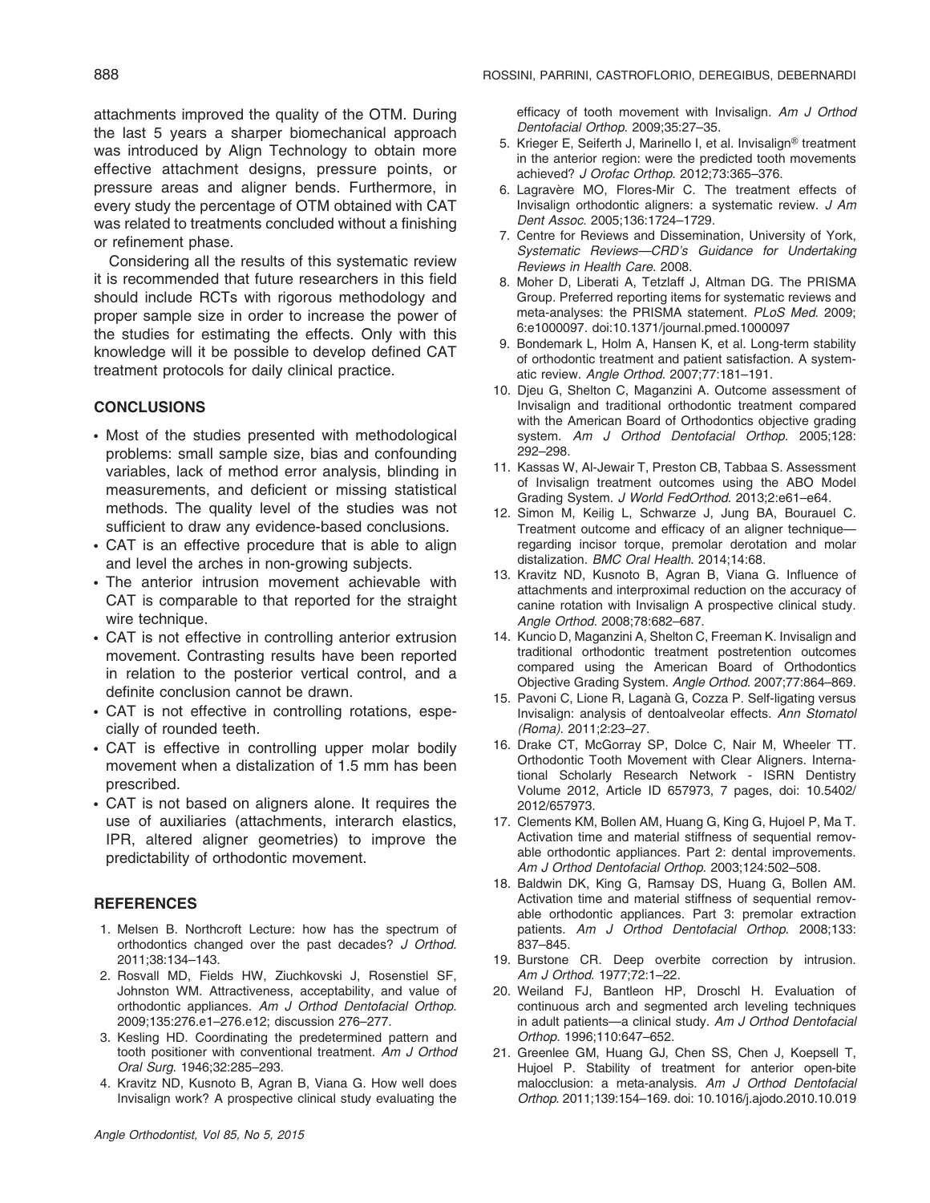attachments improved the quality of the OTM. During the last 5 years a sharper biomechanical approach was introduced by Align Technology to obtain more effective attachment designs, pressure points, or pressure areas and aligner bends. Furthermore, in every study the percentage of OTM obtained with CAT was related to treatments concluded without a finishing or refinement phase.

Considering all the results of this systematic review it is recommended that future researchers in this field should include RCTs with rigorous methodology and proper sample size in order to increase the power of the studies for estimating the effects. Only with this knowledge will it be possible to develop defined CAT treatment protocols for daily clinical practice.

## CONCLUSIONS

- Most of the studies presented with methodological problems: small sample size, bias and confounding variables, lack of method error analysis, blinding in measurements, and deficient or missing statistical methods. The quality level of the studies was not sufficient to draw any evidence-based conclusions.
- CAT is an effective procedure that is able to align and level the arches in non-growing subjects.
- The anterior intrusion movement achievable with CAT is comparable to that reported for the straight wire technique.
- CAT is not effective in controlling anterior extrusion movement. Contrasting results have been reported in relation to the posterior vertical control, and a definite conclusion cannot be drawn.
- CAT is not effective in controlling rotations, especially of rounded teeth.
- CAT is effective in controlling upper molar bodily movement when a distalization of 1.5 mm has been prescribed.
- CAT is not based on aligners alone. It requires the use of auxiliaries (attachments, interarch elastics, IPR, altered aligner geometries) to improve the predictability of orthodontic movement.

## REFERENCES

1. Melsen B. Northcroft Lecture: how has the spectrum of orthodontics changed over the past decades? *J Orthod*. 2011;38:134–143.
2. Rosvall MD, Fields HW, Ziuchkovski J, Rosenstiel SF, Johnston WM. Attractiveness, acceptability, and value of orthodontic appliances. *Am J Orthod Dentofacial Orthop*. 2009;135:276.e1–276.e12; discussion 276–277.
3. Kesling HD. Coordinating the predetermined pattern and tooth positioner with conventional treatment. *Am J Orthod Oral Surg*. 1946;32:285–293.
4. Kravitz ND, Kusnoto B, Agran B, Viana G. How well does Invisalign work? A prospective clinical study evaluating the efficacy of tooth movement with Invisalign. *Am J Orthod Dentofacial Orthop*. 2009;35:27–35.
5. Krieger E, Seiferth J, Marinello I, et al. Invisalign® treatment in the anterior region: were the predicted tooth movements achieved? *J Orofac Orthop*. 2012;73:365–376.
6. Lagravère MO, Flores-Mir C. The treatment effects of Invisalign orthodontic aligners: a systematic review. *J Am Dent Assoc*. 2005;136:1724–1729.
7. Centre for Reviews and Dissemination, University of York, *Systematic Reviews—CRD's Guidance for Undertaking Reviews in Health Care*. 2008.
8. Moher D, Liberati A, Tetzlaff J, Altman DG. The PRISMA Group. Preferred reporting items for systematic reviews and meta-analyses: the PRISMA statement. *PLoS Med*. 2009; 6:e1000097. doi:10.1371/journal.pmed.1000097
9. Bondemark L, Holm A, Hansen K, et al. Long-term stability of orthodontic treatment and patient satisfaction. A systematic review. *Angle Orthod*. 2007;77:181–191.
10. Djeu G, Shelton C, Maganzini A. Outcome assessment of Invisalign and traditional orthodontic treatment compared with the American Board of Orthodontics objective grading system. *Am J Orthod Dentofacial Orthop*. 2005;128: 292–298.
11. Kassas W, Al-Jewair T, Preston CB, Tabbaa S. Assessment of Invisalign treatment outcomes using the ABO Model Grading System. *J World FedOrthod*. 2013;2:e61–e64.
12. Simon M, Keilig L, Schwarze J, Jung BA, Bourauel C. Treatment outcome and efficacy of an aligner technique—regarding incisor torque, premolar derotation and molar distalization. *BMC Oral Health*. 2014;14:68.
13. Kravitz ND, Kusnoto B, Agran B, Viana G. Influence of attachments and interproximal reduction on the accuracy of canine rotation with Invisalign A prospective clinical study. *Angle Orthod*. 2008;78:682–687.
14. Kuncio D, Maganzini A, Shelton C, Freeman K. Invisalign and traditional orthodontic treatment postretention outcomes compared using the American Board of Orthodontics Objective Grading System. *Angle Orthod*. 2007;77:864–869.
15. Pavoni C, Lione R, Laganà G, Cozza P. Self-ligating versus Invisalign: analysis of dentoalveolar effects. *Ann Stomatol (Roma)*. 2011;2:23–27.
16. Drake CT, McGorray SP, Dolce C, Nair M, Wheeler TT. Orthodontic Tooth Movement with Clear Aligners. International Scholarly Research Network - ISRN Dentistry Volume 2012, Article ID 657973, 7 pages, doi: 10.5402/2012/657973.
17. Clements KM, Bollen AM, Huang G, King G, Hujoel P, Ma T. Activation time and material stiffness of sequential removable orthodontic appliances. Part 2: dental improvements. *Am J Orthod Dentofacial Orthop*. 2003;124:502–508.
18. Baldwin DK, King G, Ramsay DS, Huang G, Bollen AM. Activation time and material stiffness of sequential removable orthodontic appliances. Part 3: premolar extraction patients. *Am J Orthod Dentofacial Orthop*. 2008;133: 837–845.
19. Burstone CR. Deep overbite correction by intrusion. *Am J Orthod*. 1977;72:1–22.
20. Weiland FJ, Bantleon HP, Droschl H. Evaluation of continuous arch and segmented arch leveling techniques in adult patients—a clinical study. *Am J Orthod Dentofacial Orthop*. 1996;110:647–652.
21. Greenlee GM, Huang GJ, Chen SS, Chen J, Koepsell T, Hujoel P. Stability of treatment for anterior open-bite malocclusion: a meta-analysis. *Am J Orthod Dentofacial Orthop*. 2011;139:154–169. doi: 10.1016/j.ajodo.2010.10.019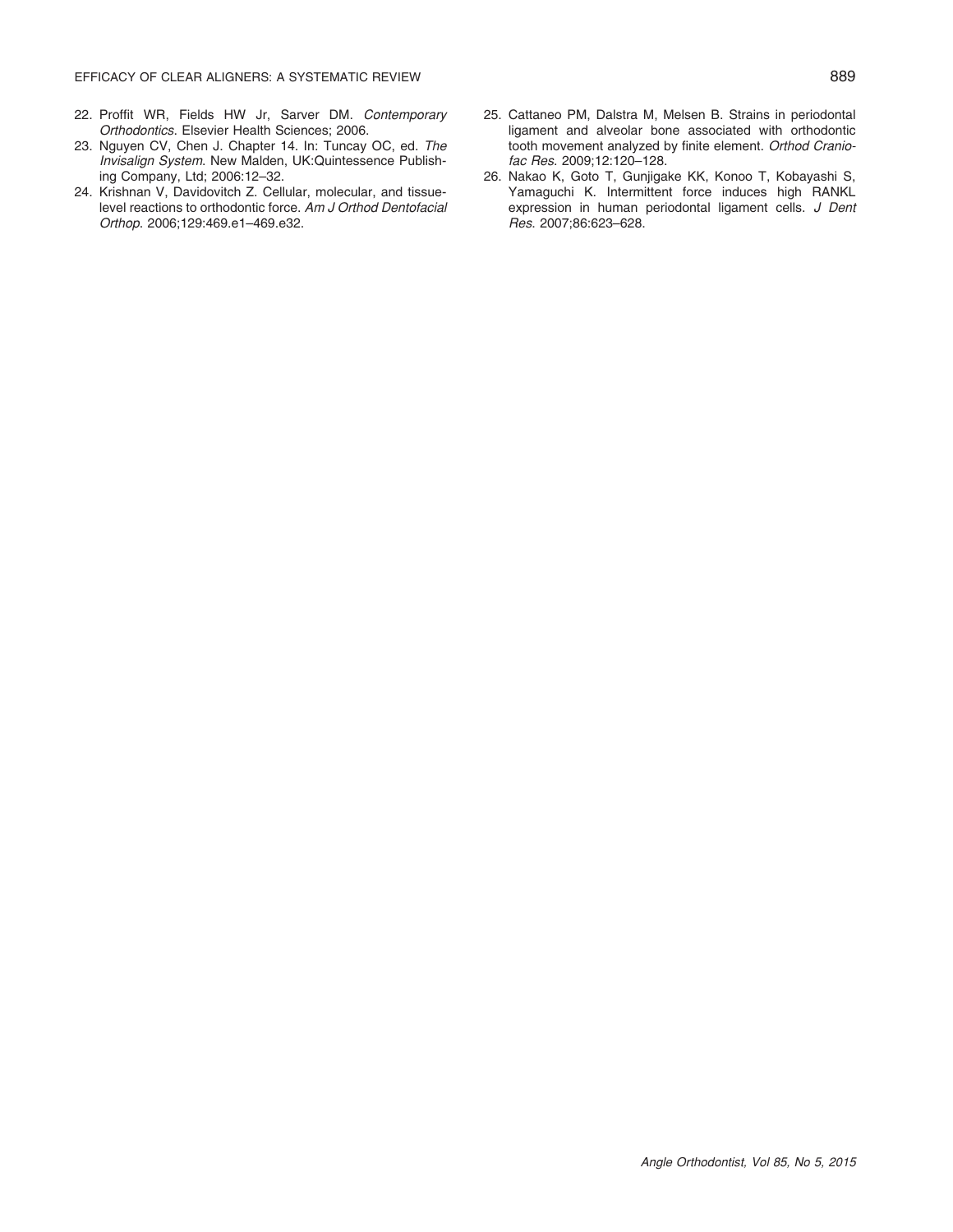22. Proffit WR, Fields HW Jr, Sarver DM. *Contemporary Orthodontics*. Elsevier Health Sciences; 2006.
23. Nguyen CV, Chen J. Chapter 14. In: Tuncay OC, ed. *The Invisalign System*. New Malden, UK:Quintessence Publishing Company, Ltd; 2006:12–32.
24. Krishnan V, Davidovitch Z. Cellular, molecular, and tissue-level reactions to orthodontic force. *Am J Orthod Dentofacial Orthop*. 2006;129:469.e1–469.e32.
25. Cattaneo PM, Dalstra M, Melsen B. Strains in periodontal ligament and alveolar bone associated with orthodontic tooth movement analyzed by finite element. *Orthod Craniofac Res*. 2009;12:120–128.
26. Nakao K, Goto T, Gunjigake KK, Konoo T, Kobayashi S, Yamaguchi K. Intermittent force induces high RANKL expression in human periodontal ligament cells. *J Dent Res*. 2007;86:623–628.